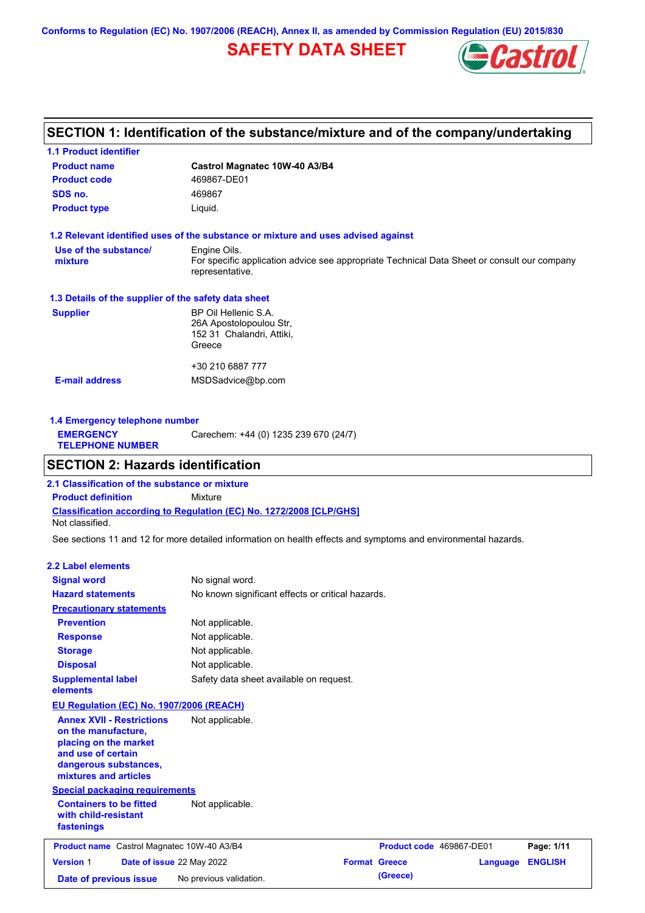Conforms to Regulation (EC) No. 1907/2006 (REACH), Annex II, as amended by Commission Regulation (EU) 2015/830

# SAFETY DATA SHEET

## SECTION 1: Identification of the substance/mixture and of the company/undertaking

### 1.1 Product identifier

| | |
|---|---|
| **Product name** | **Castrol Magnatec 10W-40 A3/B4** |
| **Product code** | 469867-DE01 |
| **SDS no.** | 469867 |
| **Product type** | Liquid. |

### 1.2 Relevant identified uses of the substance or mixture and uses advised against

| | |
|---|---|
| **Use of the substance/ mixture** | Engine Oils. For specific application advice see appropriate Technical Data Sheet or consult our company representative. |

### 1.3 Details of the supplier of the safety data sheet

| | |
|---|---|
| **Supplier** | BP Oil Hellenic S.A. 26A Apostolopoulou Str, 152 31 Chalandri, Attiki, Greece<br><br>+30 210 6887 777 |
| **E-mail address** | MSDSadvice@bp.com |

### 1.4 Emergency telephone number

| | |
|---|---|
| **EMERGENCY TELEPHONE NUMBER** | Carechem: +44 (0) 1235 239 670 (24/7) |

## SECTION 2: Hazards identification

### 2.1 Classification of the substance or mixture

**Product definition** Mixture

**Classification according to Regulation (EC) No. 1272/2008 [CLP/GHS]**

Not classified.

See sections 11 and 12 for more detailed information on health effects and symptoms and environmental hazards.

### 2.2 Label elements

| | |
|---|---|
| **Signal word** | No signal word. |
| **Hazard statements** | No known significant effects or critical hazards. |
| **Precautionary statements** | |
| **Prevention** | Not applicable. |
| **Response** | Not applicable. |
| **Storage** | Not applicable. |
| **Disposal** | Not applicable. |
| **Supplemental label elements** | Safety data sheet available on request. |

**EU Regulation (EC) No. 1907/2006 (REACH)**

| | |
|---|---|
| **Annex XVII - Restrictions on the manufacture, placing on the market and use of certain dangerous substances, mixtures and articles** | Not applicable. |

**Special packaging requirements**

| | |
|---|---|
| **Containers to be fitted with child-resistant fastenings** | Not applicable. |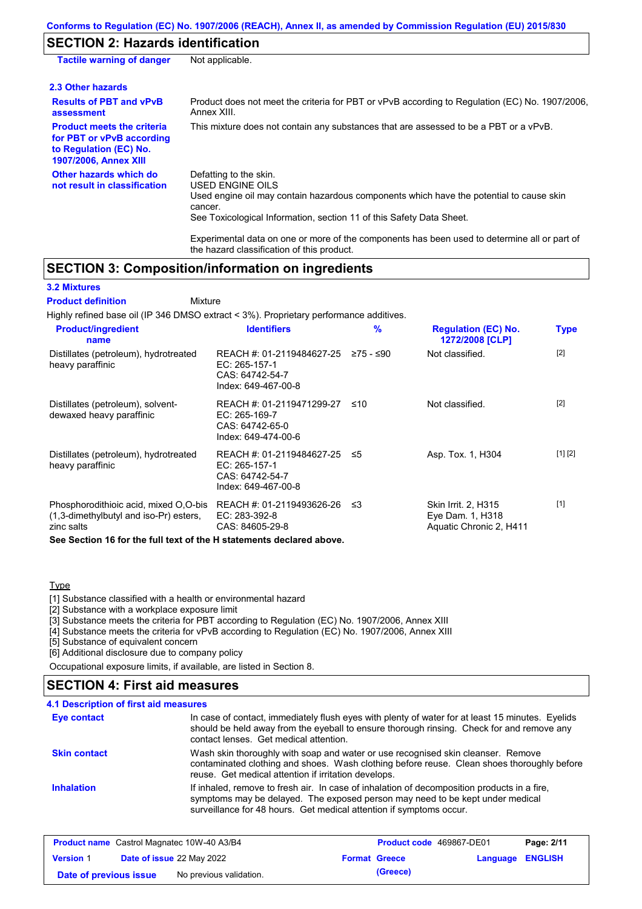Conforms to Regulation (EC) No. 1907/2006 (REACH), Annex II, as amended by Commission Regulation (EU) 2015/830

## SECTION 2: Hazards identification

**Tactile warning of danger** Not applicable.

### 2.3 Other hazards

**Results of PBT and vPvB assessment**: Product does not meet the criteria for PBT or vPvB according to Regulation (EC) No. 1907/2006, Annex XIII.

**Product meets the criteria for PBT or vPvB according to Regulation (EC) No. 1907/2006, Annex XIII**: This mixture does not contain any substances that are assessed to be a PBT or a vPvB.

**Other hazards which do not result in classification**: Defatting to the skin.
USED ENGINE OILS
Used engine oil may contain hazardous components which have the potential to cause skin cancer.
See Toxicological Information, section 11 of this Safety Data Sheet.

Experimental data on one or more of the components has been used to determine all or part of the hazard classification of this product.

## SECTION 3: Composition/information on ingredients

### 3.2 Mixtures

**Product definition** Mixture

Highly refined base oil (IP 346 DMSO extract < 3%). Proprietary performance additives.

| Product/ingredient name | Identifiers | % | Regulation (EC) No. 1272/2008 [CLP] | Type |
|---|---|---|---|---|
| Distillates (petroleum), hydrotreated heavy paraffinic | REACH #: 01-2119484627-25<br>EC: 265-157-1<br>CAS: 64742-54-7<br>Index: 649-467-00-8 | ≥75 - ≤90 | Not classified. | [2] |
| Distillates (petroleum), solvent-dewaxed heavy paraffinic | REACH #: 01-2119471299-27<br>EC: 265-169-7<br>CAS: 64742-65-0<br>Index: 649-474-00-6 | ≤10 | Not classified. | [2] |
| Distillates (petroleum), hydrotreated heavy paraffinic | REACH #: 01-2119484627-25<br>EC: 265-157-1<br>CAS: 64742-54-7<br>Index: 649-467-00-8 | ≤5 | Asp. Tox. 1, H304 | [1] [2] |
| Phosphorodithioic acid, mixed O,O-bis (1,3-dimethylbutyl and iso-Pr) esters, zinc salts | REACH #: 01-2119493626-26<br>EC: 283-392-8<br>CAS: 84605-29-8 | ≤3 | Skin Irrit. 2, H315<br>Eye Dam. 1, H318<br>Aquatic Chronic 2, H411 | [1] |

**See Section 16 for the full text of the H statements declared above.**

Type

[1] Substance classified with a health or environmental hazard
[2] Substance with a workplace exposure limit
[3] Substance meets the criteria for PBT according to Regulation (EC) No. 1907/2006, Annex XIII
[4] Substance meets the criteria for vPvB according to Regulation (EC) No. 1907/2006, Annex XIII
[5] Substance of equivalent concern
[6] Additional disclosure due to company policy

Occupational exposure limits, if available, are listed in Section 8.

## SECTION 4: First aid measures

### 4.1 Description of first aid measures

**Eye contact**: In case of contact, immediately flush eyes with plenty of water for at least 15 minutes. Eyelids should be held away from the eyeball to ensure thorough rinsing. Check for and remove any contact lenses. Get medical attention.

**Skin contact**: Wash skin thoroughly with soap and water or use recognised skin cleanser. Remove contaminated clothing and shoes. Wash clothing before reuse. Clean shoes thoroughly before reuse. Get medical attention if irritation develops.

**Inhalation**: If inhaled, remove to fresh air. In case of inhalation of decomposition products in a fire, symptoms may be delayed. The exposed person may need to be kept under medical surveillance for 48 hours. Get medical attention if symptoms occur.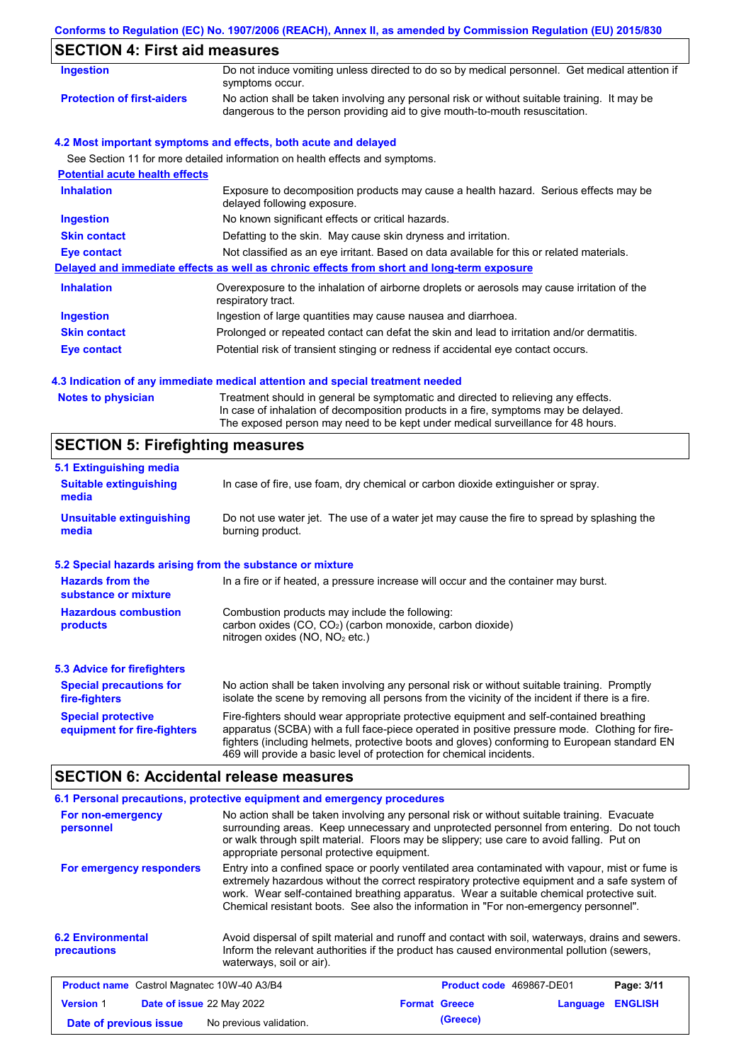## SECTION 4: First aid measures

| | |
|---|---|
| **Ingestion** | Do not induce vomiting unless directed to do so by medical personnel. Get medical attention if symptoms occur. |
| **Protection of first-aiders** | No action shall be taken involving any personal risk or without suitable training. It may be dangerous to the person providing aid to give mouth-to-mouth resuscitation. |

### 4.2 Most important symptoms and effects, both acute and delayed

See Section 11 for more detailed information on health effects and symptoms.

**Potential acute health effects**

| | |
|---|---|
| **Inhalation** | Exposure to decomposition products may cause a health hazard. Serious effects may be delayed following exposure. |
| **Ingestion** | No known significant effects or critical hazards. |
| **Skin contact** | Defatting to the skin. May cause skin dryness and irritation. |
| **Eye contact** | Not classified as an eye irritant. Based on data available for this or related materials. |

**Delayed and immediate effects as well as chronic effects from short and long-term exposure**

| | |
|---|---|
| **Inhalation** | Overexposure to the inhalation of airborne droplets or aerosols may cause irritation of the respiratory tract. |
| **Ingestion** | Ingestion of large quantities may cause nausea and diarrhoea. |
| **Skin contact** | Prolonged or repeated contact can defat the skin and lead to irritation and/or dermatitis. |
| **Eye contact** | Potential risk of transient stinging or redness if accidental eye contact occurs. |

### 4.3 Indication of any immediate medical attention and special treatment needed

| | |
|---|---|
| **Notes to physician** | Treatment should in general be symptomatic and directed to relieving any effects. In case of inhalation of decomposition products in a fire, symptoms may be delayed. The exposed person may need to be kept under medical surveillance for 48 hours. |

## SECTION 5: Firefighting measures

### 5.1 Extinguishing media

| | |
|---|---|
| **Suitable extinguishing media** | In case of fire, use foam, dry chemical or carbon dioxide extinguisher or spray. |
| **Unsuitable extinguishing media** | Do not use water jet. The use of a water jet may cause the fire to spread by splashing the burning product. |

### 5.2 Special hazards arising from the substance or mixture

| | |
|---|---|
| **Hazards from the substance or mixture** | In a fire or if heated, a pressure increase will occur and the container may burst. |
| **Hazardous combustion products** | Combustion products may include the following: carbon oxides (CO, $CO_2$) (carbon monoxide, carbon dioxide) nitrogen oxides (NO, $NO_2$ etc.) |

### 5.3 Advice for firefighters

| | |
|---|---|
| **Special precautions for fire-fighters** | No action shall be taken involving any personal risk or without suitable training. Promptly isolate the scene by removing all persons from the vicinity of the incident if there is a fire. |
| **Special protective equipment for fire-fighters** | Fire-fighters should wear appropriate protective equipment and self-contained breathing apparatus (SCBA) with a full face-piece operated in positive pressure mode. Clothing for fire-fighters (including helmets, protective boots and gloves) conforming to European standard EN 469 will provide a basic level of protection for chemical incidents. |

## SECTION 6: Accidental release measures

### 6.1 Personal precautions, protective equipment and emergency procedures

| | |
|---|---|
| **For non-emergency personnel** | No action shall be taken involving any personal risk or without suitable training. Evacuate surrounding areas. Keep unnecessary and unprotected personnel from entering. Do not touch or walk through spilt material. Floors may be slippery; use care to avoid falling. Put on appropriate personal protective equipment. |
| **For emergency responders** | Entry into a confined space or poorly ventilated area contaminated with vapour, mist or fume is extremely hazardous without the correct respiratory protective equipment and a safe system of work. Wear self-contained breathing apparatus. Wear a suitable chemical protective suit. Chemical resistant boots. See also the information in "For non-emergency personnel". |

| | |
|---|---|
| **6.2 Environmental precautions** | Avoid dispersal of spilt material and runoff and contact with soil, waterways, drains and sewers. Inform the relevant authorities if the product has caused environmental pollution (sewers, waterways, soil or air). |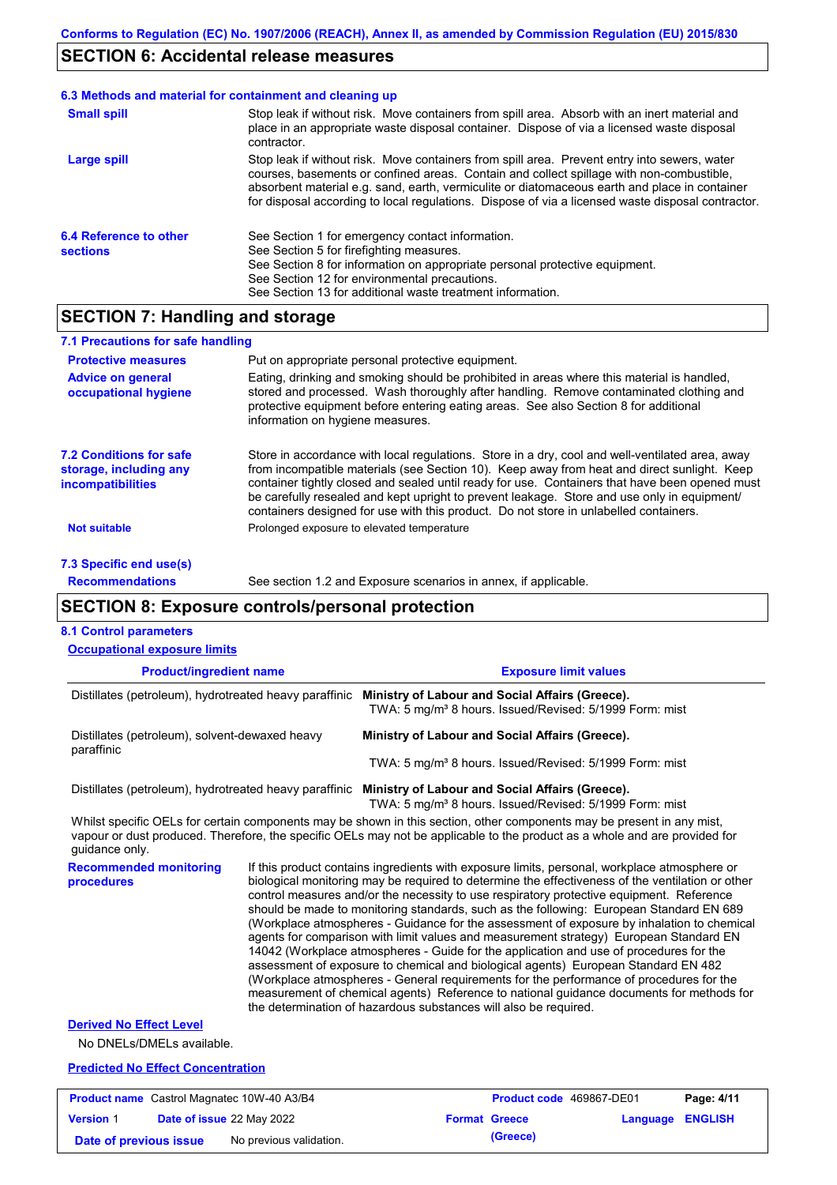## SECTION 6: Accidental release measures

### 6.3 Methods and material for containment and cleaning up

**Small spill**
Stop leak if without risk. Move containers from spill area. Absorb with an inert material and place in an appropriate waste disposal container. Dispose of via a licensed waste disposal contractor.

**Large spill**
Stop leak if without risk. Move containers from spill area. Prevent entry into sewers, water courses, basements or confined areas. Contain and collect spillage with non-combustible, absorbent material e.g. sand, earth, vermiculite or diatomaceous earth and place in container for disposal according to local regulations. Dispose of via a licensed waste disposal contractor.

### 6.4 Reference to other sections

See Section 1 for emergency contact information.
See Section 5 for firefighting measures.
See Section 8 for information on appropriate personal protective equipment.
See Section 12 for environmental precautions.
See Section 13 for additional waste treatment information.

## SECTION 7: Handling and storage

### 7.1 Precautions for safe handling

**Protective measures**
Put on appropriate personal protective equipment.

**Advice on general occupational hygiene**
Eating, drinking and smoking should be prohibited in areas where this material is handled, stored and processed. Wash thoroughly after handling. Remove contaminated clothing and protective equipment before entering eating areas. See also Section 8 for additional information on hygiene measures.

### 7.2 Conditions for safe storage, including any incompatibilities

Store in accordance with local regulations. Store in a dry, cool and well-ventilated area, away from incompatible materials (see Section 10). Keep away from heat and direct sunlight. Keep container tightly closed and sealed until ready for use. Containers that have been opened must be carefully resealed and kept upright to prevent leakage. Store and use only in equipment/ containers designed for use with this product. Do not store in unlabelled containers.

**Not suitable**
Prolonged exposure to elevated temperature

### 7.3 Specific end use(s)

**Recommendations**
See section 1.2 and Exposure scenarios in annex, if applicable.

## SECTION 8: Exposure controls/personal protection

### 8.1 Control parameters

**Occupational exposure limits**

| Product/ingredient name | Exposure limit values |
|---|---|
| Distillates (petroleum), hydrotreated heavy paraffinic | **Ministry of Labour and Social Affairs (Greece).** TWA: 5 mg/m³ 8 hours. Issued/Revised: 5/1999 Form: mist |
| Distillates (petroleum), solvent-dewaxed heavy paraffinic | **Ministry of Labour and Social Affairs (Greece).** TWA: 5 mg/m³ 8 hours. Issued/Revised: 5/1999 Form: mist |
| Distillates (petroleum), hydrotreated heavy paraffinic | **Ministry of Labour and Social Affairs (Greece).** TWA: 5 mg/m³ 8 hours. Issued/Revised: 5/1999 Form: mist |

Whilst specific OELs for certain components may be shown in this section, other components may be present in any mist, vapour or dust produced. Therefore, the specific OELs may not be applicable to the product as a whole and are provided for guidance only.

**Recommended monitoring procedures**
If this product contains ingredients with exposure limits, personal, workplace atmosphere or biological monitoring may be required to determine the effectiveness of the ventilation or other control measures and/or the necessity to use respiratory protective equipment. Reference should be made to monitoring standards, such as the following: European Standard EN 689 (Workplace atmospheres - Guidance for the assessment of exposure by inhalation to chemical agents for comparison with limit values and measurement strategy) European Standard EN 14042 (Workplace atmospheres - Guide for the application and use of procedures for the assessment of exposure to chemical and biological agents) European Standard EN 482 (Workplace atmospheres - General requirements for the performance of procedures for the measurement of chemical agents) Reference to national guidance documents for methods for the determination of hazardous substances will also be required.

**Derived No Effect Level**

No DNELs/DMELs available.

**Predicted No Effect Concentration**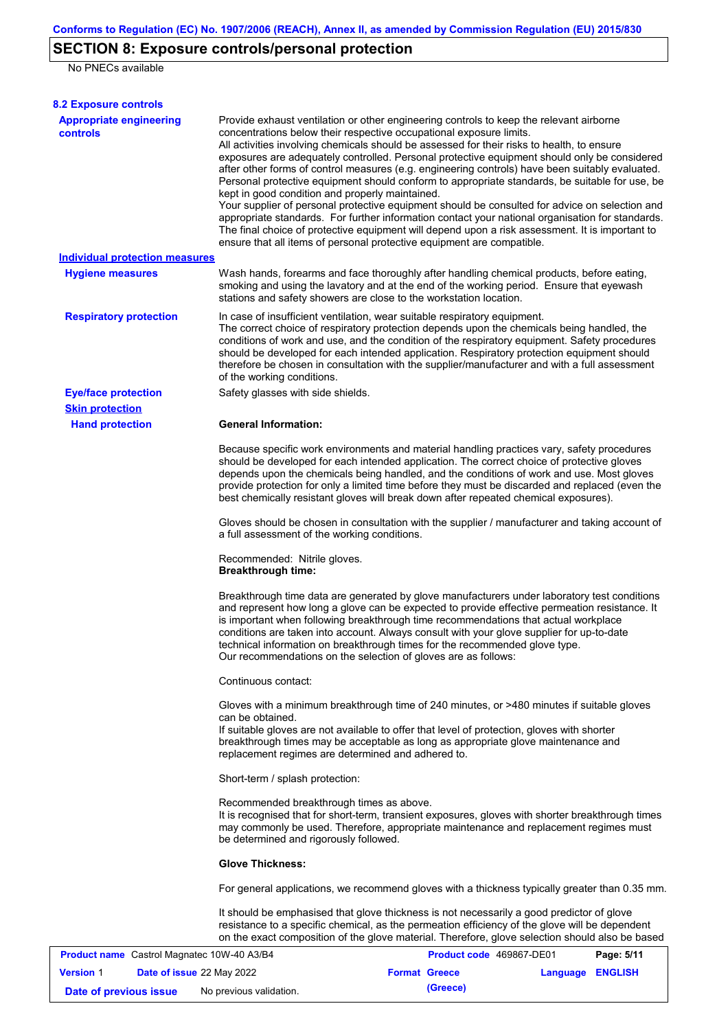## SECTION 8: Exposure controls/personal protection

No PNECs available

### 8.2 Exposure controls

**Appropriate engineering controls**

Provide exhaust ventilation or other engineering controls to keep the relevant airborne concentrations below their respective occupational exposure limits.
All activities involving chemicals should be assessed for their risks to health, to ensure exposures are adequately controlled. Personal protective equipment should only be considered after other forms of control measures (e.g. engineering controls) have been suitably evaluated. Personal protective equipment should conform to appropriate standards, be suitable for use, be kept in good condition and properly maintained.
Your supplier of personal protective equipment should be consulted for advice on selection and appropriate standards. For further information contact your national organisation for standards. The final choice of protective equipment will depend upon a risk assessment. It is important to ensure that all items of personal protective equipment are compatible.

**Individual protection measures**

**Hygiene measures**

Wash hands, forearms and face thoroughly after handling chemical products, before eating, smoking and using the lavatory and at the end of the working period. Ensure that eyewash stations and safety showers are close to the workstation location.

**Respiratory protection**

In case of insufficient ventilation, wear suitable respiratory equipment.
The correct choice of respiratory protection depends upon the chemicals being handled, the conditions of work and use, and the condition of the respiratory equipment. Safety procedures should be developed for each intended application. Respiratory protection equipment should therefore be chosen in consultation with the supplier/manufacturer and with a full assessment of the working conditions.

**Eye/face protection**

Safety glasses with side shields.

**Skin protection**

**Hand protection**

**General Information:**

Because specific work environments and material handling practices vary, safety procedures should be developed for each intended application. The correct choice of protective gloves depends upon the chemicals being handled, and the conditions of work and use. Most gloves provide protection for only a limited time before they must be discarded and replaced (even the best chemically resistant gloves will break down after repeated chemical exposures).

Gloves should be chosen in consultation with the supplier / manufacturer and taking account of a full assessment of the working conditions.

Recommended: Nitrile gloves.
**Breakthrough time:**

Breakthrough time data are generated by glove manufacturers under laboratory test conditions and represent how long a glove can be expected to provide effective permeation resistance. It is important when following breakthrough time recommendations that actual workplace conditions are taken into account. Always consult with your glove supplier for up-to-date technical information on breakthrough times for the recommended glove type.
Our recommendations on the selection of gloves are as follows:

Continuous contact:

Gloves with a minimum breakthrough time of 240 minutes, or >480 minutes if suitable gloves can be obtained.
If suitable gloves are not available to offer that level of protection, gloves with shorter breakthrough times may be acceptable as long as appropriate glove maintenance and replacement regimes are determined and adhered to.

Short-term / splash protection:

Recommended breakthrough times as above.
It is recognised that for short-term, transient exposures, gloves with shorter breakthrough times may commonly be used. Therefore, appropriate maintenance and replacement regimes must be determined and rigorously followed.

**Glove Thickness:**

For general applications, we recommend gloves with a thickness typically greater than 0.35 mm.

It should be emphasised that glove thickness is not necessarily a good predictor of glove resistance to a specific chemical, as the permeation efficiency of the glove will be dependent on the exact composition of the glove material. Therefore, glove selection should also be based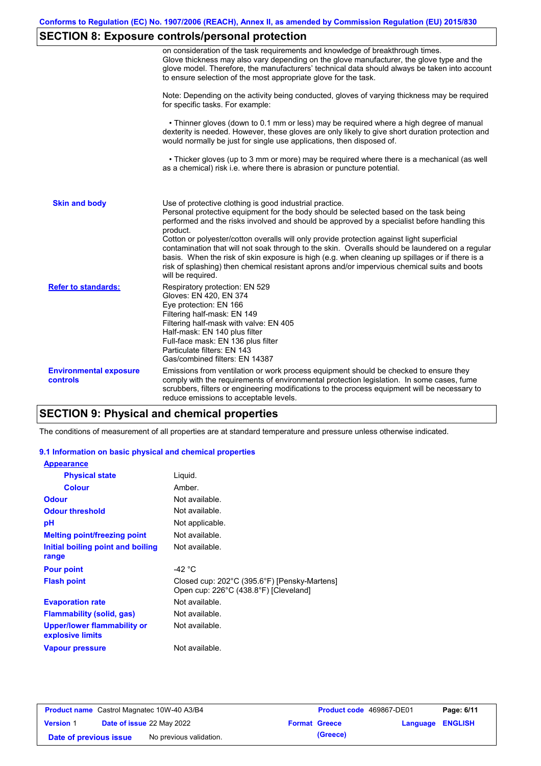## SECTION 8: Exposure controls/personal protection

on consideration of the task requirements and knowledge of breakthrough times. Glove thickness may also vary depending on the glove manufacturer, the glove type and the glove model. Therefore, the manufacturers' technical data should always be taken into account to ensure selection of the most appropriate glove for the task.

Note: Depending on the activity being conducted, gloves of varying thickness may be required for specific tasks. For example:

• Thinner gloves (down to 0.1 mm or less) may be required where a high degree of manual dexterity is needed. However, these gloves are only likely to give short duration protection and would normally be just for single use applications, then disposed of.

• Thicker gloves (up to 3 mm or more) may be required where there is a mechanical (as well as a chemical) risk i.e. where there is abrasion or puncture potential.

**Skin and body**

Use of protective clothing is good industrial practice.
Personal protective equipment for the body should be selected based on the task being performed and the risks involved and should be approved by a specialist before handling this product.
Cotton or polyester/cotton overalls will only provide protection against light superficial contamination that will not soak through to the skin. Overalls should be laundered on a regular basis. When the risk of skin exposure is high (e.g. when cleaning up spillages or if there is a risk of splashing) then chemical resistant aprons and/or impervious chemical suits and boots will be required.

**Refer to standards:**

Respiratory protection: EN 529
Gloves: EN 420, EN 374
Eye protection: EN 166
Filtering half-mask: EN 149
Filtering half-mask with valve: EN 405
Half-mask: EN 140 plus filter
Full-face mask: EN 136 plus filter
Particulate filters: EN 143
Gas/combined filters: EN 14387

**Environmental exposure controls**

Emissions from ventilation or work process equipment should be checked to ensure they comply with the requirements of environmental protection legislation. In some cases, fume scrubbers, filters or engineering modifications to the process equipment will be necessary to reduce emissions to acceptable levels.

## SECTION 9: Physical and chemical properties

The conditions of measurement of all properties are at standard temperature and pressure unless otherwise indicated.

### 9.1 Information on basic physical and chemical properties

**Appearance**

| | |
|---|---|
| **Physical state** | Liquid. |
| **Colour** | Amber. |
| **Odour** | Not available. |
| **Odour threshold** | Not available. |
| **pH** | Not applicable. |
| **Melting point/freezing point** | Not available. |
| **Initial boiling point and boiling range** | Not available. |
| **Pour point** | -42 °C |
| **Flash point** | Closed cup: 202°C (395.6°F) [Pensky-Martens]<br>Open cup: 226°C (438.8°F) [Cleveland] |
| **Evaporation rate** | Not available. |
| **Flammability (solid, gas)** | Not available. |
| **Upper/lower flammability or explosive limits** | Not available. |
| **Vapour pressure** | Not available. |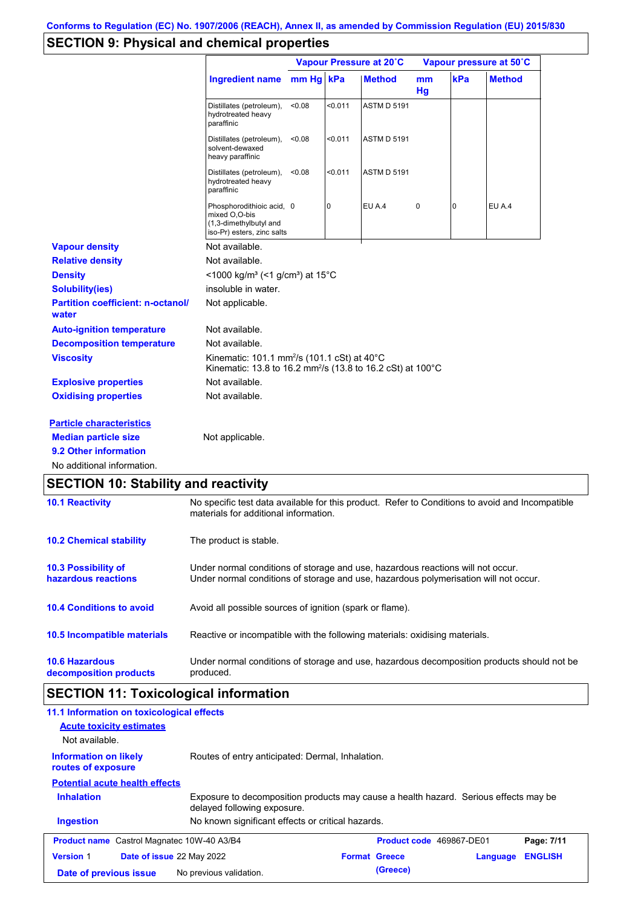## SECTION 9: Physical and chemical properties

| Ingredient name | Vapour Pressure at 20˚C | | | Vapour pressure at 50˚C | | |
|---|---|---|---|---|---|---|
| | mm Hg | kPa | Method | mm Hg | kPa | Method |
| Distillates (petroleum), hydrotreated heavy paraffinic | <0.08 | <0.011 | ASTM D 5191 | | | |
| Distillates (petroleum), solvent-dewaxed heavy paraffinic | <0.08 | <0.011 | ASTM D 5191 | | | |
| Distillates (petroleum), hydrotreated heavy paraffinic | <0.08 | <0.011 | ASTM D 5191 | | | |
| Phosphorodithioic acid, mixed O,O-bis (1,3-dimethylbutyl and iso-Pr) esters, zinc salts | 0 | 0 | EU A.4 | 0 | 0 | EU A.4 |

**Vapour density** Not available.

**Relative density** Not available.

**Density** <1000 kg/m³ (<1 g/cm³) at 15°C

**Solubility(ies)** insoluble in water.

**Partition coefficient: n-octanol/water** Not applicable.

**Auto-ignition temperature** Not available.

**Decomposition temperature** Not available.

**Viscosity** Kinematic: 101.1 mm²/s (101.1 cSt) at 40°C
Kinematic: 13.8 to 16.2 mm²/s (13.8 to 16.2 cSt) at 100°C

**Explosive properties** Not available.

**Oxidising properties** Not available.

**Particle characteristics**

**Median particle size** Not applicable.

**9.2 Other information**

No additional information.

## SECTION 10: Stability and reactivity

**10.1 Reactivity** No specific test data available for this product. Refer to Conditions to avoid and Incompatible materials for additional information.

**10.2 Chemical stability** The product is stable.

**10.3 Possibility of hazardous reactions** Under normal conditions of storage and use, hazardous reactions will not occur.
Under normal conditions of storage and use, hazardous polymerisation will not occur.

**10.4 Conditions to avoid** Avoid all possible sources of ignition (spark or flame).

**10.5 Incompatible materials** Reactive or incompatible with the following materials: oxidising materials.

**10.6 Hazardous decomposition products** Under normal conditions of storage and use, hazardous decomposition products should not be produced.

## SECTION 11: Toxicological information

**11.1 Information on toxicological effects**

**Acute toxicity estimates**

Not available.

**Information on likely routes of exposure** Routes of entry anticipated: Dermal, Inhalation.

**Potential acute health effects**

**Inhalation** Exposure to decomposition products may cause a health hazard. Serious effects may be delayed following exposure.

**Ingestion** No known significant effects or critical hazards.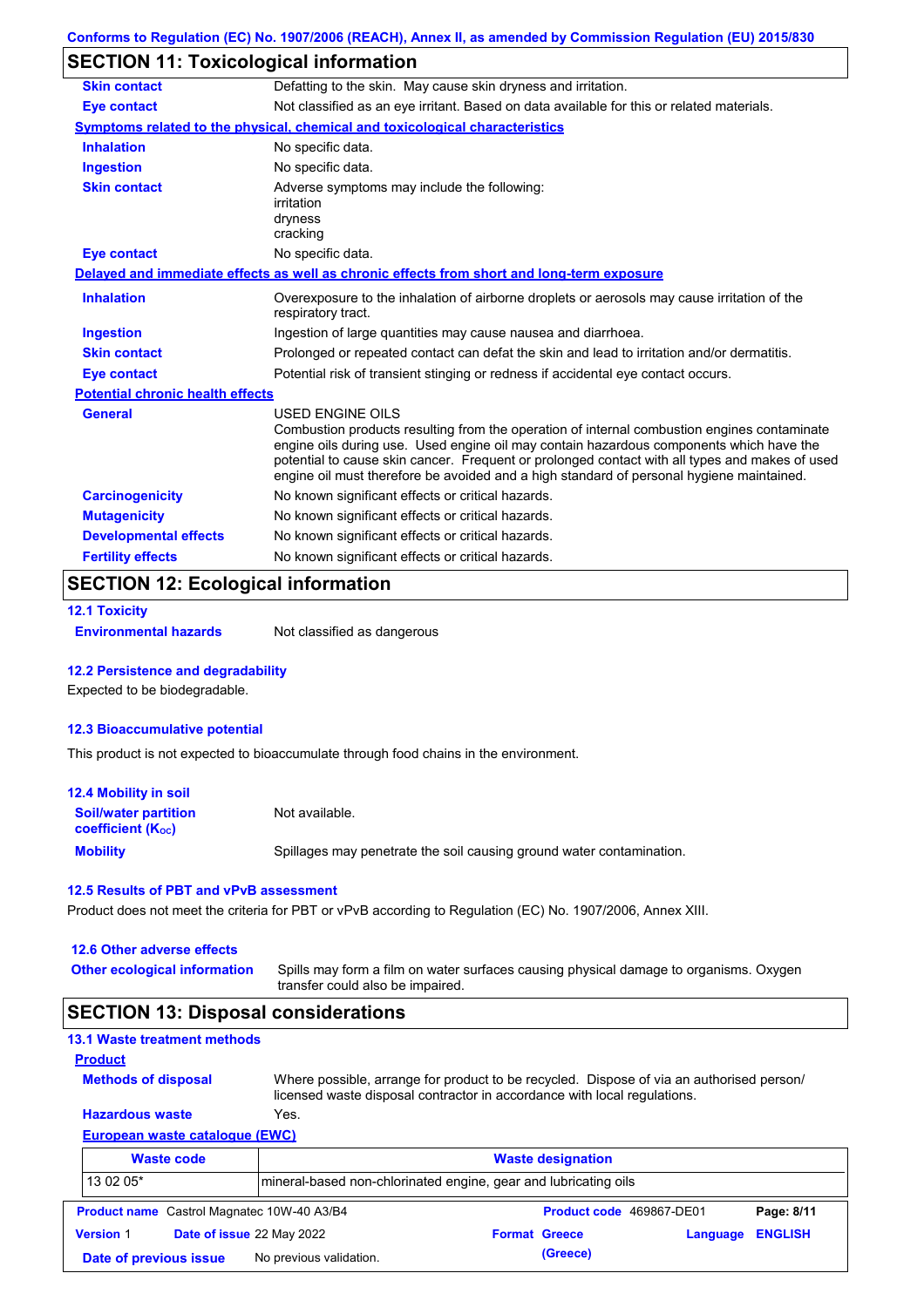## SECTION 11: Toxicological information

| | |
|---|---|
| **Skin contact** | Defatting to the skin. May cause skin dryness and irritation. |
| **Eye contact** | Not classified as an eye irritant. Based on data available for this or related materials. |

**Symptoms related to the physical, chemical and toxicological characteristics**

| | |
|---|---|
| **Inhalation** | No specific data. |
| **Ingestion** | No specific data. |
| **Skin contact** | Adverse symptoms may include the following: irritation dryness cracking |
| **Eye contact** | No specific data. |

**Delayed and immediate effects as well as chronic effects from short and long-term exposure**

| | |
|---|---|
| **Inhalation** | Overexposure to the inhalation of airborne droplets or aerosols may cause irritation of the respiratory tract. |
| **Ingestion** | Ingestion of large quantities may cause nausea and diarrhoea. |
| **Skin contact** | Prolonged or repeated contact can defat the skin and lead to irritation and/or dermatitis. |
| **Eye contact** | Potential risk of transient stinging or redness if accidental eye contact occurs. |

**Potential chronic health effects**

| | |
|---|---|
| **General** | USED ENGINE OILS<br>Combustion products resulting from the operation of internal combustion engines contaminate engine oils during use. Used engine oil may contain hazardous components which have the potential to cause skin cancer. Frequent or prolonged contact with all types and makes of used engine oil must therefore be avoided and a high standard of personal hygiene maintained. |
| **Carcinogenicity** | No known significant effects or critical hazards. |
| **Mutagenicity** | No known significant effects or critical hazards. |
| **Developmental effects** | No known significant effects or critical hazards. |
| **Fertility effects** | No known significant effects or critical hazards. |

## SECTION 12: Ecological information

### 12.1 Toxicity

**Environmental hazards** Not classified as dangerous

### 12.2 Persistence and degradability

Expected to be biodegradable.

### 12.3 Bioaccumulative potential

This product is not expected to bioaccumulate through food chains in the environment.

### 12.4 Mobility in soil

| | |
|---|---|
| **Soil/water partition coefficient ($K_{OC}$)** | Not available. |
| **Mobility** | Spillages may penetrate the soil causing ground water contamination. |

### 12.5 Results of PBT and vPvB assessment

Product does not meet the criteria for PBT or vPvB according to Regulation (EC) No. 1907/2006, Annex XIII.

### 12.6 Other adverse effects

**Other ecological information** Spills may form a film on water surfaces causing physical damage to organisms. Oxygen transfer could also be impaired.

## SECTION 13: Disposal considerations

### 13.1 Waste treatment methods

**Product**

| | |
|---|---|
| **Methods of disposal** | Where possible, arrange for product to be recycled. Dispose of via an authorised person/ licensed waste disposal contractor in accordance with local regulations. |
| **Hazardous waste** | Yes. |

**European waste catalogue (EWC)**

| Waste code | Waste designation |
|---|---|
| 13 02 05* | mineral-based non-chlorinated engine, gear and lubricating oils |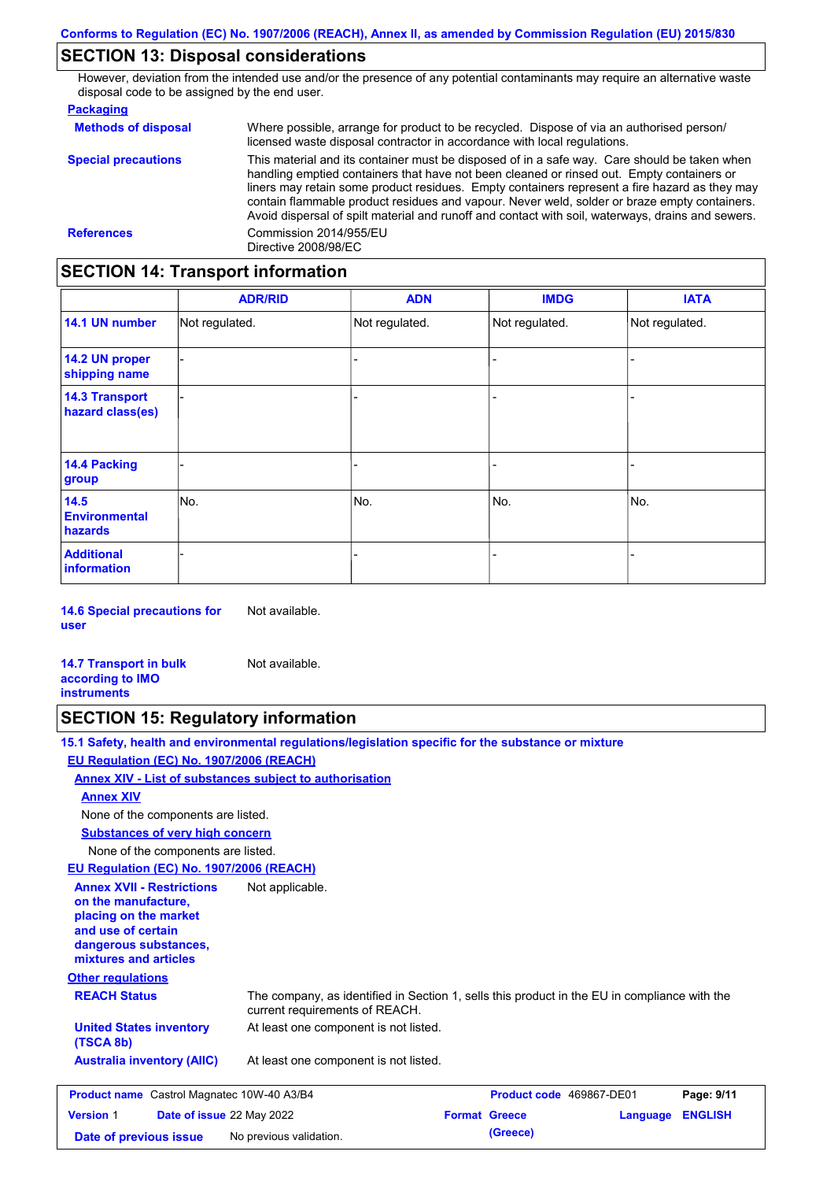## SECTION 13: Disposal considerations

However, deviation from the intended use and/or the presence of any potential contaminants may require an alternative waste disposal code to be assigned by the end user.

**Packaging**

**Methods of disposal**
Where possible, arrange for product to be recycled. Dispose of via an authorised person/ licensed waste disposal contractor in accordance with local regulations.

**Special precautions**
This material and its container must be disposed of in a safe way. Care should be taken when handling emptied containers that have not been cleaned or rinsed out. Empty containers or liners may retain some product residues. Empty containers represent a fire hazard as they may contain flammable product residues and vapour. Never weld, solder or braze empty containers. Avoid dispersal of spilt material and runoff and contact with soil, waterways, drains and sewers.

**References**
Commission 2014/955/EU
Directive 2008/98/EC

## SECTION 14: Transport information

| | ADR/RID | ADN | IMDG | IATA |
|---|---|---|---|---|
| **14.1 UN number** | Not regulated. | Not regulated. | Not regulated. | Not regulated. |
| **14.2 UN proper shipping name** | - | - | - | - |
| **14.3 Transport hazard class(es)** | - | - | - | - |
| **14.4 Packing group** | - | - | - | - |
| **14.5 Environmental hazards** | No. | No. | No. | No. |
| **Additional information** | - | - | - | - |

**14.6 Special precautions for user**
Not available.

**14.7 Transport in bulk according to IMO instruments**
Not available.

## SECTION 15: Regulatory information

**15.1 Safety, health and environmental regulations/legislation specific for the substance or mixture**

**EU Regulation (EC) No. 1907/2006 (REACH)**

**Annex XIV - List of substances subject to authorisation**

**Annex XIV**

None of the components are listed.

**Substances of very high concern**

None of the components are listed.

**EU Regulation (EC) No. 1907/2006 (REACH)**

**Annex XVII - Restrictions on the manufacture, placing on the market and use of certain dangerous substances, mixtures and articles**
Not applicable.

**Other regulations**

**REACH Status**
The company, as identified in Section 1, sells this product in the EU in compliance with the current requirements of REACH.

**United States inventory (TSCA 8b)**
At least one component is not listed.

**Australia inventory (AIIC)**
At least one component is not listed.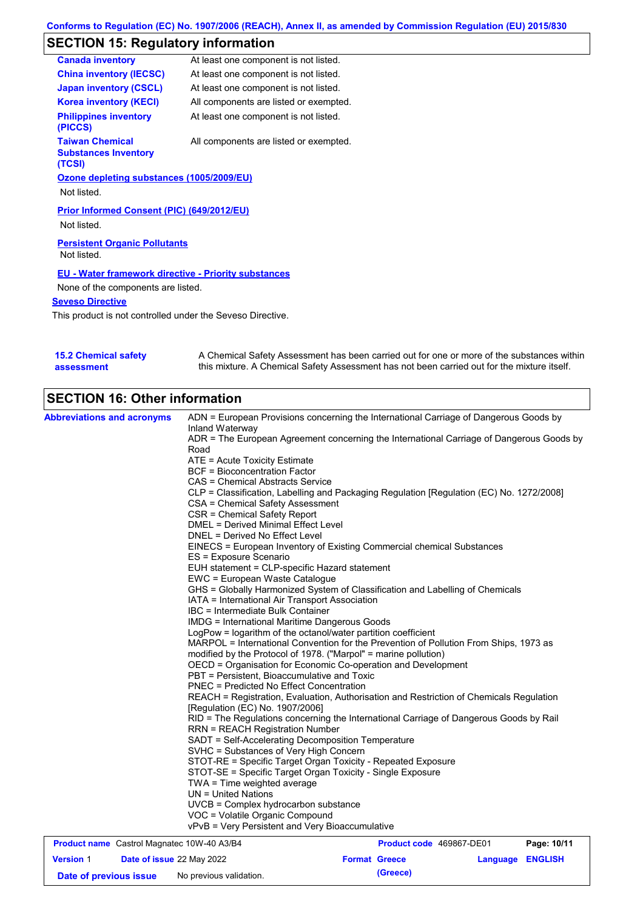## SECTION 15: Regulatory information

| | |
|---|---|
| **Canada inventory** | At least one component is not listed. |
| **China inventory (IECSC)** | At least one component is not listed. |
| **Japan inventory (CSCL)** | At least one component is not listed. |
| **Korea inventory (KECI)** | All components are listed or exempted. |
| **Philippines inventory (PICCS)** | At least one component is not listed. |
| **Taiwan Chemical Substances Inventory (TCSI)** | All components are listed or exempted. |

**Ozone depleting substances (1005/2009/EU)**

Not listed.

**Prior Informed Consent (PIC) (649/2012/EU)**

Not listed.

**Persistent Organic Pollutants**

Not listed.

**EU - Water framework directive - Priority substances**

None of the components are listed.

**Seveso Directive**

This product is not controlled under the Seveso Directive.

**15.2 Chemical safety assessment**

A Chemical Safety Assessment has been carried out for one or more of the substances within this mixture. A Chemical Safety Assessment has not been carried out for the mixture itself.

## SECTION 16: Other information

**Abbreviations and acronyms**

ADN = European Provisions concerning the International Carriage of Dangerous Goods by Inland Waterway
ADR = The European Agreement concerning the International Carriage of Dangerous Goods by Road
ATE = Acute Toxicity Estimate
BCF = Bioconcentration Factor
CAS = Chemical Abstracts Service
CLP = Classification, Labelling and Packaging Regulation [Regulation (EC) No. 1272/2008]
CSA = Chemical Safety Assessment
CSR = Chemical Safety Report
DMEL = Derived Minimal Effect Level
DNEL = Derived No Effect Level
EINECS = European Inventory of Existing Commercial chemical Substances
ES = Exposure Scenario
EUH statement = CLP-specific Hazard statement
EWC = European Waste Catalogue
GHS = Globally Harmonized System of Classification and Labelling of Chemicals
IATA = International Air Transport Association
IBC = Intermediate Bulk Container
IMDG = International Maritime Dangerous Goods
LogPow = logarithm of the octanol/water partition coefficient
MARPOL = International Convention for the Prevention of Pollution From Ships, 1973 as modified by the Protocol of 1978. ("Marpol" = marine pollution)
OECD = Organisation for Economic Co-operation and Development
PBT = Persistent, Bioaccumulative and Toxic
PNEC = Predicted No Effect Concentration
REACH = Registration, Evaluation, Authorisation and Restriction of Chemicals Regulation [Regulation (EC) No. 1907/2006]
RID = The Regulations concerning the International Carriage of Dangerous Goods by Rail
RRN = REACH Registration Number
SADT = Self-Accelerating Decomposition Temperature
SVHC = Substances of Very High Concern
STOT-RE = Specific Target Organ Toxicity - Repeated Exposure
STOT-SE = Specific Target Organ Toxicity - Single Exposure
TWA = Time weighted average
UN = United Nations
UVCB = Complex hydrocarbon substance
VOC = Volatile Organic Compound
vPvB = Very Persistent and Very Bioaccumulative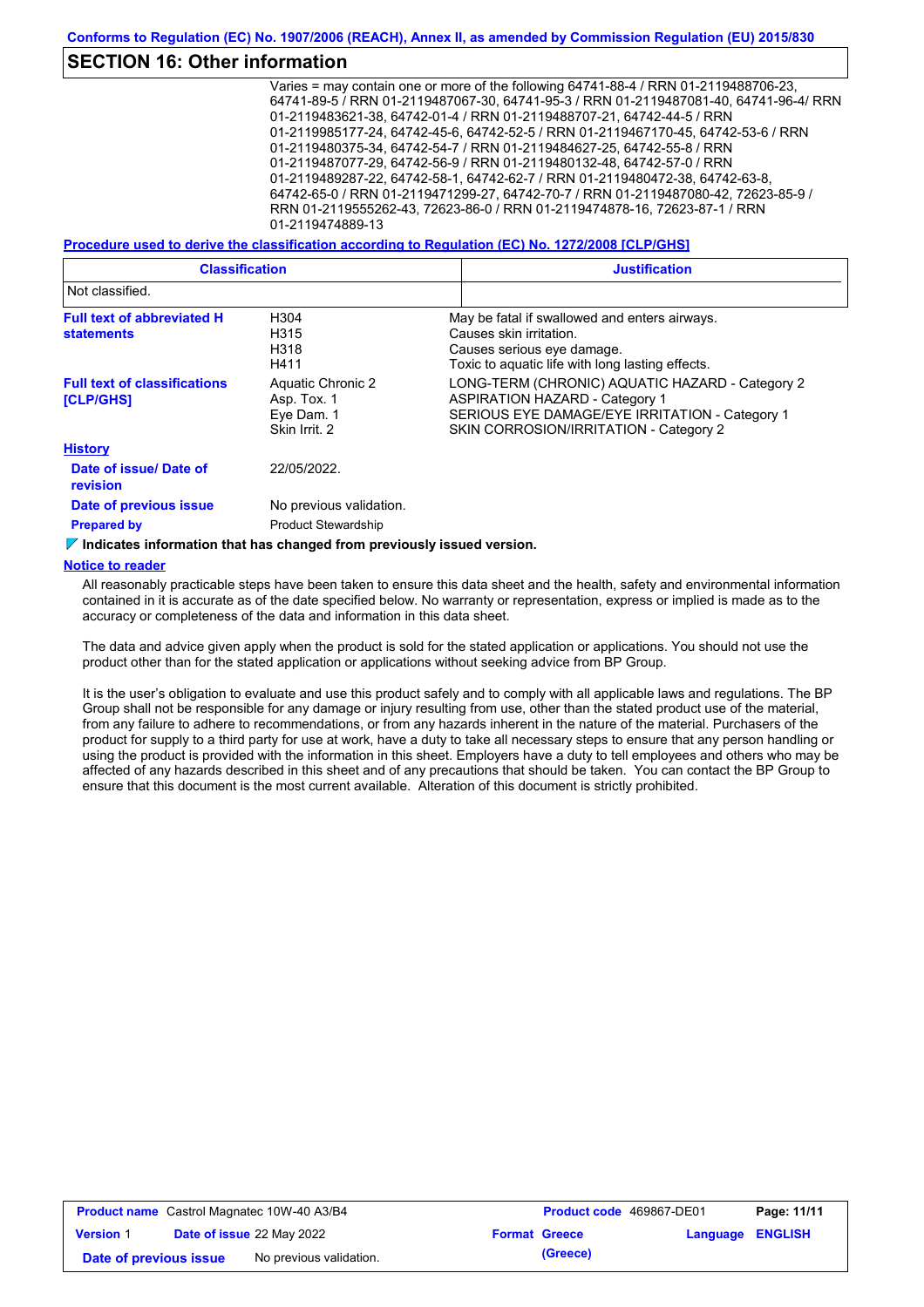## SECTION 16: Other information

Varies = may contain one or more of the following 64741-88-4 / RRN 01-2119488706-23, 64741-89-5 / RRN 01-2119487067-30, 64741-95-3 / RRN 01-2119487081-40, 64741-96-4/ RRN 01-2119483621-38, 64742-01-4 / RRN 01-2119488707-21, 64742-44-5 / RRN 01-2119985177-24, 64742-45-6, 64742-52-5 / RRN 01-2119467170-45, 64742-53-6 / RRN 01-2119480375-34, 64742-54-7 / RRN 01-2119484627-25, 64742-55-8 / RRN 01-2119487077-29, 64742-56-9 / RRN 01-2119480132-48, 64742-57-0 / RRN 01-2119489287-22, 64742-58-1, 64742-62-7 / RRN 01-2119480472-38, 64742-63-8, 64742-65-0 / RRN 01-2119471299-27, 64742-70-7 / RRN 01-2119487080-42, 72623-85-9 / RRN 01-2119555262-43, 72623-86-0 / RRN 01-2119474878-16, 72623-87-1 / RRN 01-2119474889-13

**Procedure used to derive the classification according to Regulation (EC) No. 1272/2008 [CLP/GHS]**

| Classification | Justification |
|---|---|
| Not classified. | |

**Full text of abbreviated H statements**

| | | |
|---|---|---|
| H304 | May be fatal if swallowed and enters airways. |
| H315 | Causes skin irritation. |
| H318 | Causes serious eye damage. |
| H411 | Toxic to aquatic life with long lasting effects. |

**Full text of classifications [CLP/GHS]**

| | |
|---|---|
| Aquatic Chronic 2 | LONG-TERM (CHRONIC) AQUATIC HAZARD - Category 2 |
| Asp. Tox. 1 | ASPIRATION HAZARD - Category 1 |
| Eye Dam. 1 | SERIOUS EYE DAMAGE/EYE IRRITATION - Category 1 |
| Skin Irrit. 2 | SKIN CORROSION/IRRITATION - Category 2 |

**History**

**Date of issue/ Date of revision:** 22/05/2022.

**Date of previous issue:** No previous validation.

**Prepared by:** Product Stewardship

**Indicates information that has changed from previously issued version.**

**Notice to reader**

All reasonably practicable steps have been taken to ensure this data sheet and the health, safety and environmental information contained in it is accurate as of the date specified below. No warranty or representation, express or implied is made as to the accuracy or completeness of the data and information in this data sheet.

The data and advice given apply when the product is sold for the stated application or applications. You should not use the product other than for the stated application or applications without seeking advice from BP Group.

It is the user's obligation to evaluate and use this product safely and to comply with all applicable laws and regulations. The BP Group shall not be responsible for any damage or injury resulting from use, other than the stated product use of the material, from any failure to adhere to recommendations, or from any hazards inherent in the nature of the material. Purchasers of the product for supply to a third party for use at work, have a duty to take all necessary steps to ensure that any person handling or using the product is provided with the information in this sheet. Employers have a duty to tell employees and others who may be affected of any hazards described in this sheet and of any precautions that should be taken. You can contact the BP Group to ensure that this document is the most current available. Alteration of this document is strictly prohibited.